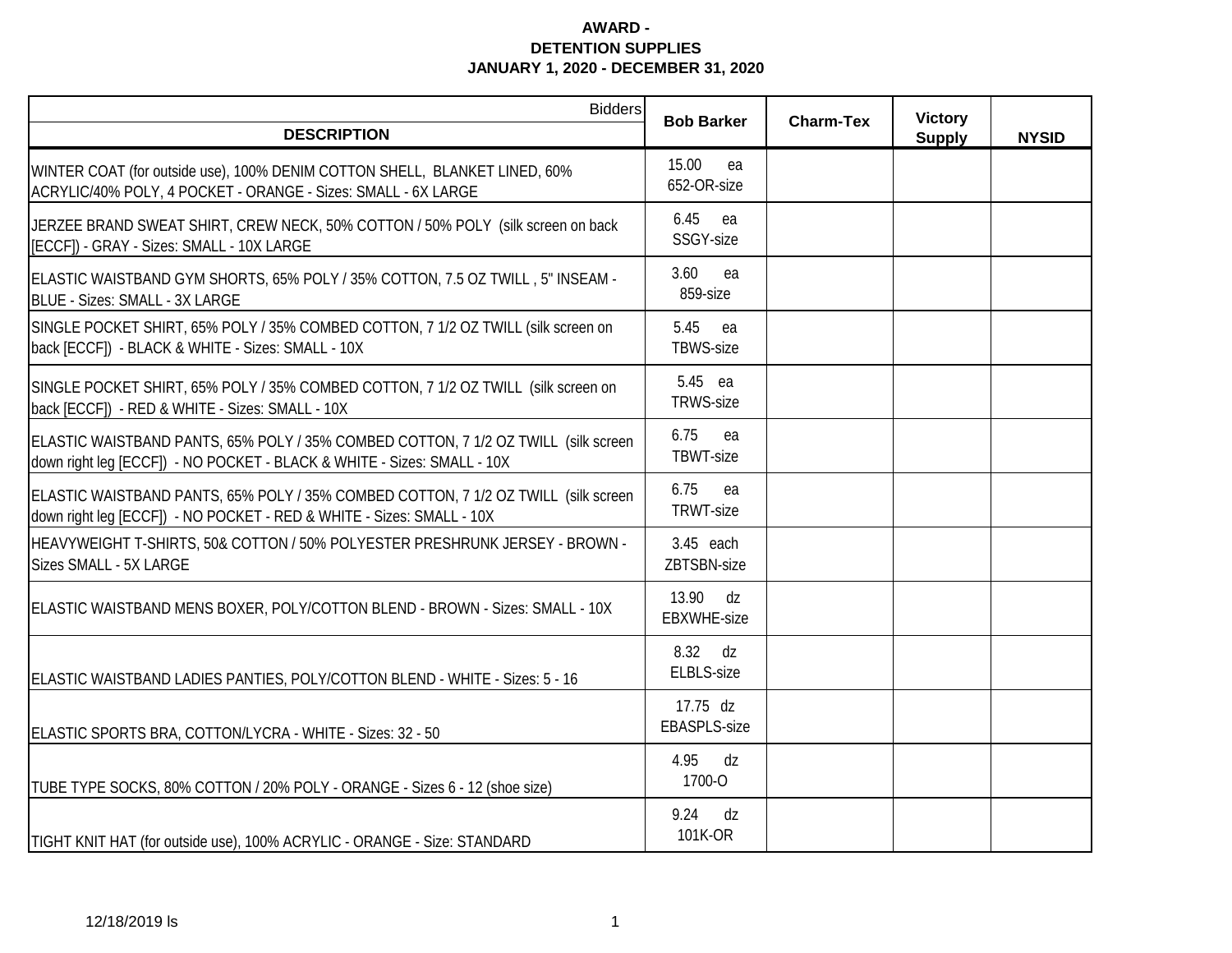**AWARD -**
**DETENTION SUPPLIES**
**JANUARY 1, 2020 - DECEMBER 31, 2020**

| Bidders / DESCRIPTION | Bob Barker | Charm-Tex | Victory Supply | NYSID |
|---|---|---|---|---|
| WINTER COAT (for outside use), 100% DENIM COTTON SHELL, BLANKET LINED, 60% ACRYLIC/40% POLY, 4 POCKET - ORANGE - Sizes: SMALL - 6X LARGE | 15.00 ea 652-OR-size | | | |
| JERZEE BRAND SWEAT SHIRT, CREW NECK, 50% COTTON / 50% POLY (silk screen on back [ECCF]) - GRAY - Sizes: SMALL - 10X LARGE | 6.45 ea SSGY-size | | | |
| ELASTIC WAISTBAND GYM SHORTS, 65% POLY / 35% COTTON, 7.5 OZ TWILL , 5" INSEAM - BLUE - Sizes: SMALL - 3X LARGE | 3.60 ea 859-size | | | |
| SINGLE POCKET SHIRT, 65% POLY / 35% COMBED COTTON, 7 1/2 OZ TWILL (silk screen on back [ECCF]) - BLACK & WHITE - Sizes: SMALL - 10X | 5.45 ea TBWS-size | | | |
| SINGLE POCKET SHIRT, 65% POLY / 35% COMBED COTTON, 7 1/2 OZ TWILL (silk screen on back [ECCF]) - RED & WHITE - Sizes: SMALL - 10X | 5.45 ea TRWS-size | | | |
| ELASTIC WAISTBAND PANTS, 65% POLY / 35% COMBED COTTON, 7 1/2 OZ TWILL (silk screen down right leg [ECCF]) - NO POCKET - BLACK & WHITE - Sizes: SMALL - 10X | 6.75 ea TBWT-size | | | |
| ELASTIC WAISTBAND PANTS, 65% POLY / 35% COMBED COTTON, 7 1/2 OZ TWILL (silk screen down right leg [ECCF]) - NO POCKET - RED & WHITE - Sizes: SMALL - 10X | 6.75 ea TRWT-size | | | |
| HEAVYWEIGHT T-SHIRTS, 50& COTTON / 50% POLYESTER PRESHRUNK JERSEY - BROWN - Sizes SMALL - 5X LARGE | 3.45 each ZBTSBN-size | | | |
| ELASTIC WAISTBAND MENS BOXER, POLY/COTTON BLEND - BROWN - Sizes: SMALL - 10X | 13.90 dz EBXWHE-size | | | |
| ELASTIC WAISTBAND LADIES PANTIES, POLY/COTTON BLEND - WHITE - Sizes: 5 - 16 | 8.32 dz ELBLS-size | | | |
| ELASTIC SPORTS BRA, COTTON/LYCRA - WHITE - Sizes: 32 - 50 | 17.75 dz EBASPLS-size | | | |
| TUBE TYPE SOCKS, 80% COTTON / 20% POLY - ORANGE - Sizes 6 - 12 (shoe size) | 4.95 dz 1700-O | | | |
| TIGHT KNIT HAT (for outside use), 100% ACRYLIC - ORANGE - Size: STANDARD | 9.24 dz 101K-OR | | | |

12/18/2019 ls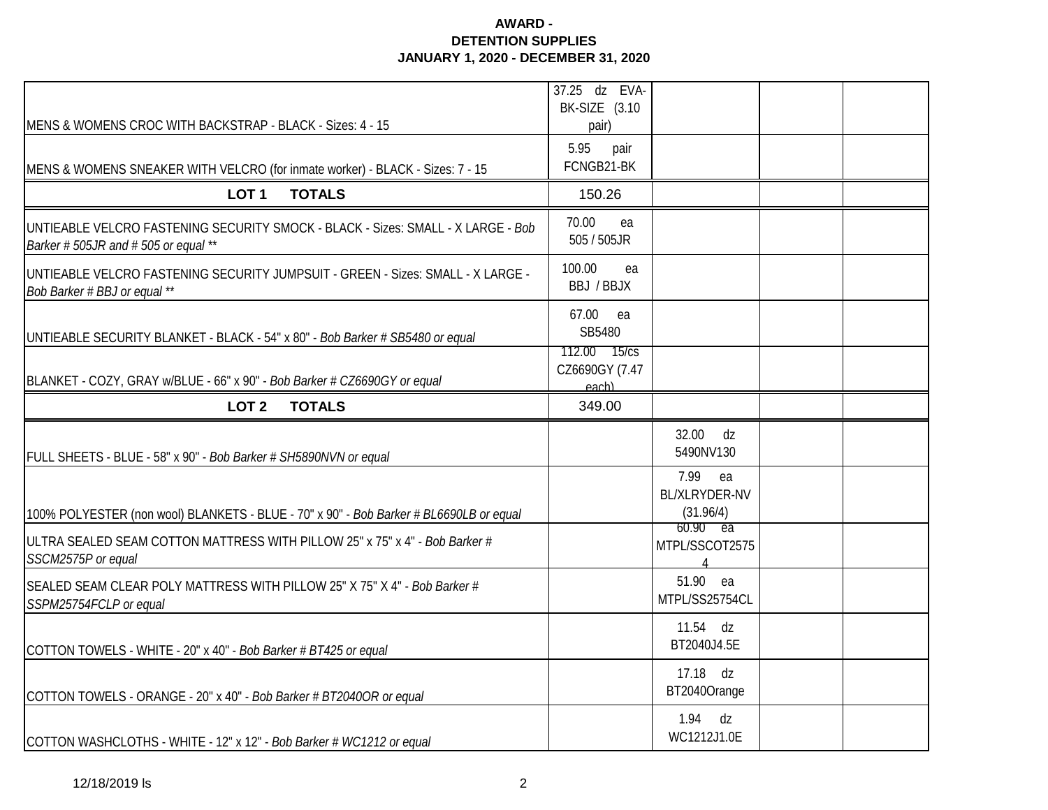**AWARD -**
**DETENTION SUPPLIES**
**JANUARY 1, 2020 - DECEMBER 31, 2020**

| | | | | |
|---|---|---|---|---|
| MENS & WOMENS CROC WITH BACKSTRAP - BLACK - Sizes: 4 - 15 | 37.25 dz EVA-BK-SIZE (3.10 pair) | | | |
| MENS & WOMENS SNEAKER WITH VELCRO (for inmate worker) - BLACK - Sizes: 7 - 15 | 5.95 pair FCNGB21-BK | | | |
| **LOT 1 TOTALS** | 150.26 | | | |
| UNTIEABLE VELCRO FASTENING SECURITY SMOCK - BLACK - Sizes: SMALL - X LARGE - *Bob Barker # 505JR and # 505 or equal \*\** | 70.00 ea 505 / 505JR | | | |
| UNTIEABLE VELCRO FASTENING SECURITY JUMPSUIT - GREEN - Sizes: SMALL - X LARGE - *Bob Barker # BBJ or equal \*\** | 100.00 ea BBJ / BBJX | | | |
| UNTIEABLE SECURITY BLANKET - BLACK - 54" x 80" - *Bob Barker # SB5480 or equal* | 67.00 ea SB5480 | | | |
| BLANKET - COZY, GRAY w/BLUE - 66" x 90" - *Bob Barker # CZ6690GY or equal* | 112.00 15/cs CZ6690GY (7.47 each) | | | |
| **LOT 2 TOTALS** | 349.00 | | | |
| FULL SHEETS - BLUE - 58" x 90" - *Bob Barker # SH5890NVN or equal* | | 32.00 dz 5490NV130 | | |
| 100% POLYESTER (non wool) BLANKETS - BLUE - 70" x 90" - *Bob Barker # BL6690LB or equal* | | 7.99 ea BL/XLRYDER-NV (31.96/4) | | |
| ULTRA SEALED SEAM COTTON MATTRESS WITH PILLOW 25" x 75" x 4" - *Bob Barker # SSCM2575P or equal* | | 60.90 ea MTPL/SSCOT25754 | | |
| SEALED SEAM CLEAR POLY MATTRESS WITH PILLOW 25" X 75" X 4" - *Bob Barker # SSPM25754FCLP or equal* | | 51.90 ea MTPL/SS25754CL | | |
| COTTON TOWELS - WHITE - 20" x 40" - *Bob Barker # BT425 or equal* | | 11.54 dz BT2040J4.5E | | |
| COTTON TOWELS - ORANGE - 20" x 40" - *Bob Barker # BT2040OR or equal* | | 17.18 dz BT2040Orange | | |
| COTTON WASHCLOTHS - WHITE - 12" x 12" - *Bob Barker # WC1212 or equal* | | 1.94 dz WC1212J1.0E | | |

12/18/2019 ls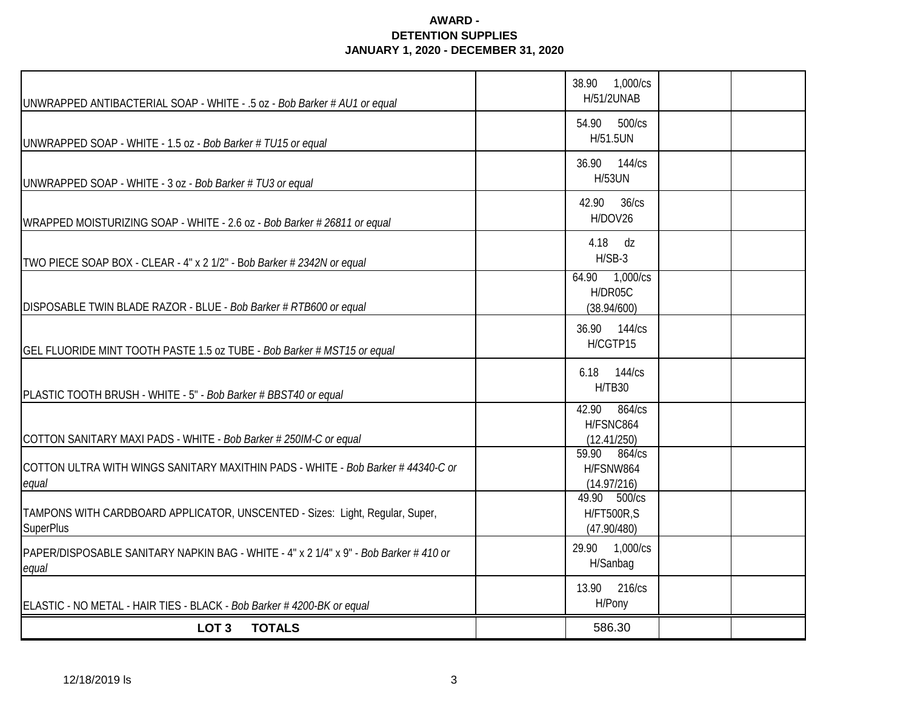**AWARD -**
**DETENTION SUPPLIES**
**JANUARY 1, 2020 - DECEMBER 31, 2020**

| | | | | |
|---|---|---|---|---|
| UNWRAPPED ANTIBACTERIAL SOAP - WHITE - .5 oz - *Bob Barker # AU1 or equal* | | 38.90 1,000/cs H/51/2UNAB | | |
| UNWRAPPED SOAP - WHITE - 1.5 oz - *Bob Barker # TU15 or equal* | | 54.90 500/cs H/51.5UN | | |
| UNWRAPPED SOAP - WHITE - 3 oz - *Bob Barker # TU3 or equal* | | 36.90 144/cs H/53UN | | |
| WRAPPED MOISTURIZING SOAP - WHITE - 2.6 oz - *Bob Barker # 26811 or equal* | | 42.90 36/cs H/DOV26 | | |
| TWO PIECE SOAP BOX - CLEAR - 4" x 2 1/2" - B*ob Barker # 2342N or equal* | | 4.18 dz H/SB-3 | | |
| DISPOSABLE TWIN BLADE RAZOR - BLUE - *Bob Barker # RTB600 or equal* | | 64.90 1,000/cs H/DR05C (38.94/600) | | |
| GEL FLUORIDE MINT TOOTH PASTE 1.5 oz TUBE - *Bob Barker # MST15 or equal* | | 36.90 144/cs H/CGTP15 | | |
| PLASTIC TOOTH BRUSH - WHITE - 5" - *Bob Barker # BBST40 or equal* | | 6.18 144/cs H/TB30 | | |
| COTTON SANITARY MAXI PADS - WHITE - *Bob Barker # 250IM-C or equal* | | 42.90 864/cs H/FSNC864 (12.41/250) | | |
| COTTON ULTRA WITH WINGS SANITARY MAXITHIN PADS - WHITE - *Bob Barker # 44340-C or equal* | | 59.90 864/cs H/FSNW864 (14.97/216) | | |
| TAMPONS WITH CARDBOARD APPLICATOR, UNSCENTED - Sizes: Light, Regular, Super, SuperPlus | | 49.90 500/cs H/FT500R,S (47.90/480) | | |
| PAPER/DISPOSABLE SANITARY NAPKIN BAG - WHITE - 4" x 2 1/4" x 9" - *Bob Barker # 410 or equal* | | 29.90 1,000/cs H/Sanbag | | |
| ELASTIC - NO METAL - HAIR TIES - BLACK - *Bob Barker # 4200-BK or equal* | | 13.90 216/cs H/Pony | | |
| **LOT 3 TOTALS** | | 586.30 | | |

12/18/2019 ls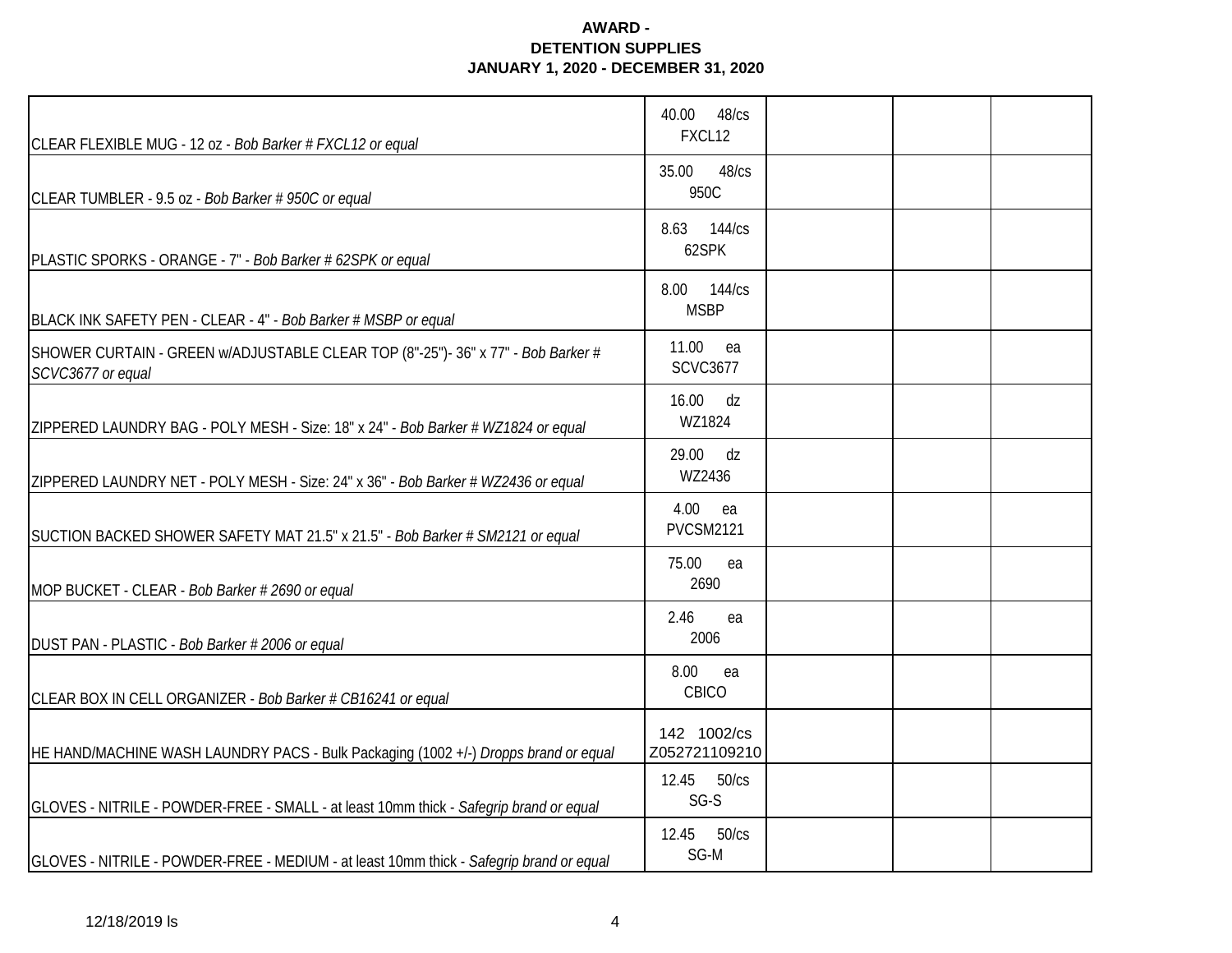**AWARD -**
**DETENTION SUPPLIES**
**JANUARY 1, 2020 - DECEMBER 31, 2020**

| | | | | |
|---|---|---|---|---|
| CLEAR FLEXIBLE MUG - 12 oz - *Bob Barker # FXCL12 or equal* | 40.00 48/cs FXCL12 | | | |
| CLEAR TUMBLER - 9.5 oz - *Bob Barker # 950C or equal* | 35.00 48/cs 950C | | | |
| PLASTIC SPORKS - ORANGE - 7" - *Bob Barker # 62SPK or equal* | 8.63 144/cs 62SPK | | | |
| BLACK INK SAFETY PEN - CLEAR - 4" - *Bob Barker # MSBP or equal* | 8.00 144/cs MSBP | | | |
| SHOWER CURTAIN - GREEN w/ADJUSTABLE CLEAR TOP (8"-25")- 36" x 77" - *Bob Barker # SCVC3677 or equal* | 11.00 ea SCVC3677 | | | |
| ZIPPERED LAUNDRY BAG - POLY MESH - Size: 18" x 24" - *Bob Barker # WZ1824 or equal* | 16.00 dz WZ1824 | | | |
| ZIPPERED LAUNDRY NET - POLY MESH - Size: 24" x 36" - *Bob Barker # WZ2436 or equal* | 29.00 dz WZ2436 | | | |
| SUCTION BACKED SHOWER SAFETY MAT 21.5" x 21.5" - *Bob Barker # SM2121 or equal* | 4.00 ea PVCSM2121 | | | |
| MOP BUCKET - CLEAR - *Bob Barker # 2690 or equal* | 75.00 ea 2690 | | | |
| DUST PAN - PLASTIC - *Bob Barker # 2006 or equal* | 2.46 ea 2006 | | | |
| CLEAR BOX IN CELL ORGANIZER - *Bob Barker # CB16241 or equal* | 8.00 ea CBICO | | | |
| HE HAND/MACHINE WASH LAUNDRY PACS - Bulk Packaging (1002 +/-) *Dropps brand or equal* | 142 1002/cs Z052721109210 | | | |
| GLOVES - NITRILE - POWDER-FREE - SMALL - at least 10mm thick - *Safegrip brand or equal* | 12.45 50/cs SG-S | | | |
| GLOVES - NITRILE - POWDER-FREE - MEDIUM - at least 10mm thick - *Safegrip brand or equal* | 12.45 50/cs SG-M | | | |

12/18/2019 ls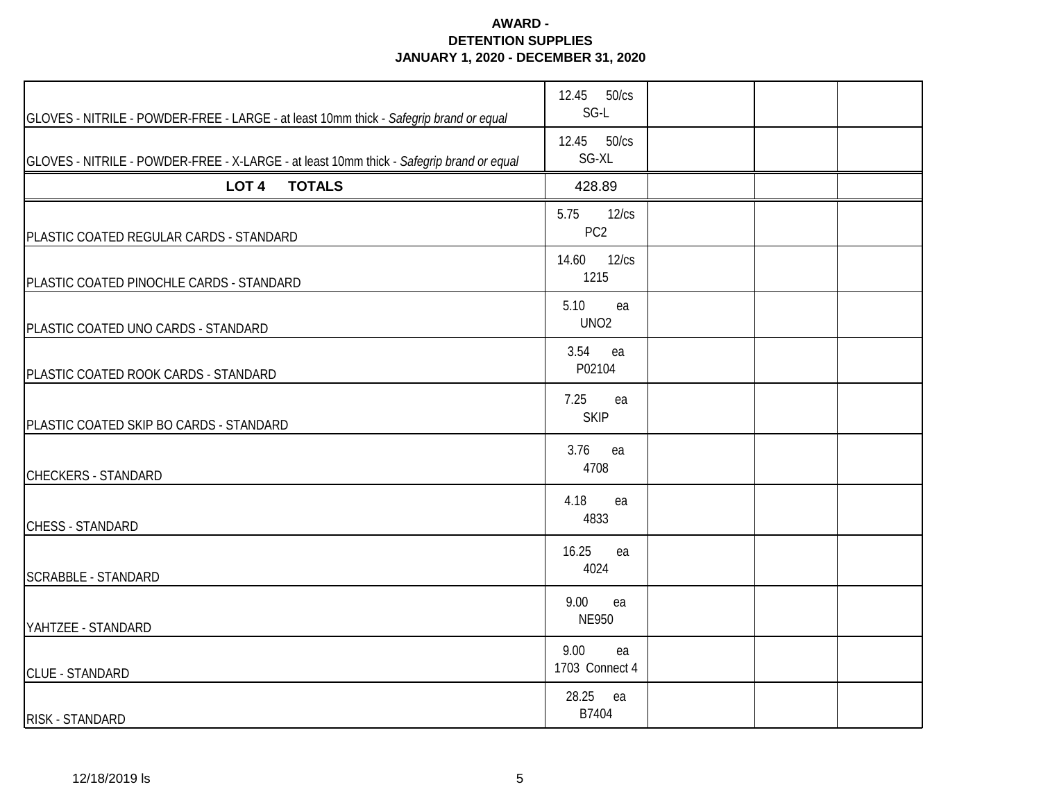**AWARD -**
**DETENTION SUPPLIES**
**JANUARY 1, 2020 - DECEMBER 31, 2020**

| | | | | |
|---|---|---|---|---|
| GLOVES - NITRILE - POWDER-FREE - LARGE - at least 10mm thick - *Safegrip brand or equal* | 12.45 50/cs SG-L | | | |
| GLOVES - NITRILE - POWDER-FREE - X-LARGE - at least 10mm thick - *Safegrip brand or equal* | 12.45 50/cs SG-XL | | | |
| **LOT 4 TOTALS** | 428.89 | | | |
| PLASTIC COATED REGULAR CARDS - STANDARD | 5.75 12/cs PC2 | | | |
| PLASTIC COATED PINOCHLE CARDS - STANDARD | 14.60 12/cs 1215 | | | |
| PLASTIC COATED UNO CARDS - STANDARD | 5.10 ea UNO2 | | | |
| PLASTIC COATED ROOK CARDS - STANDARD | 3.54 ea P02104 | | | |
| PLASTIC COATED SKIP BO CARDS - STANDARD | 7.25 ea SKIP | | | |
| CHECKERS - STANDARD | 3.76 ea 4708 | | | |
| CHESS - STANDARD | 4.18 ea 4833 | | | |
| SCRABBLE - STANDARD | 16.25 ea 4024 | | | |
| YAHTZEE - STANDARD | 9.00 ea NE950 | | | |
| CLUE - STANDARD | 9.00 ea 1703 Connect 4 | | | |
| RISK - STANDARD | 28.25 ea B7404 | | | |

12/18/2019 ls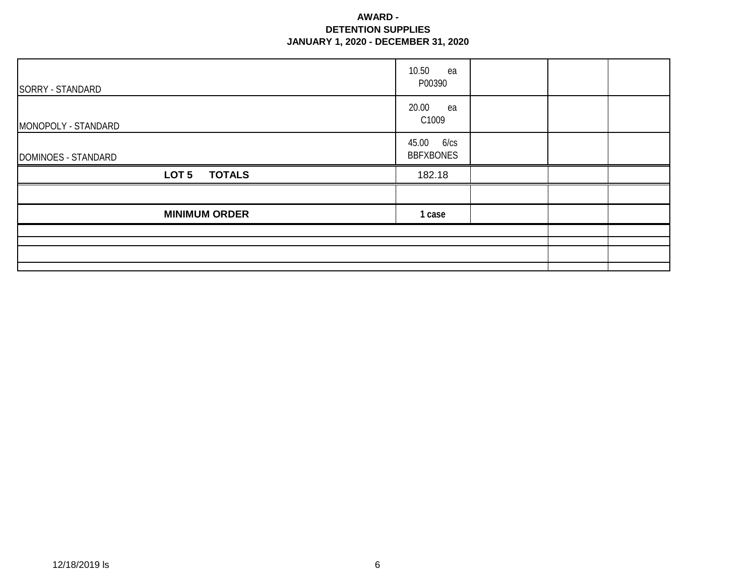**AWARD -**
**DETENTION SUPPLIES**
**JANUARY 1, 2020 - DECEMBER 31, 2020**

| | | | | |
|---|---|---|---|---|
| SORRY - STANDARD | 10.50 ea P00390 | | | |
| MONOPOLY - STANDARD | 20.00 ea C1009 | | | |
| DOMINOES - STANDARD | 45.00 6/cs BBFXBONES | | | |
| **LOT 5 TOTALS** | 182.18 | | | |
| | | | | |
| **MINIMUM ORDER** | **1 case** | | | |
| | | | | |
| | | | | |
| | | | | |
| | | | | |

12/18/2019 ls